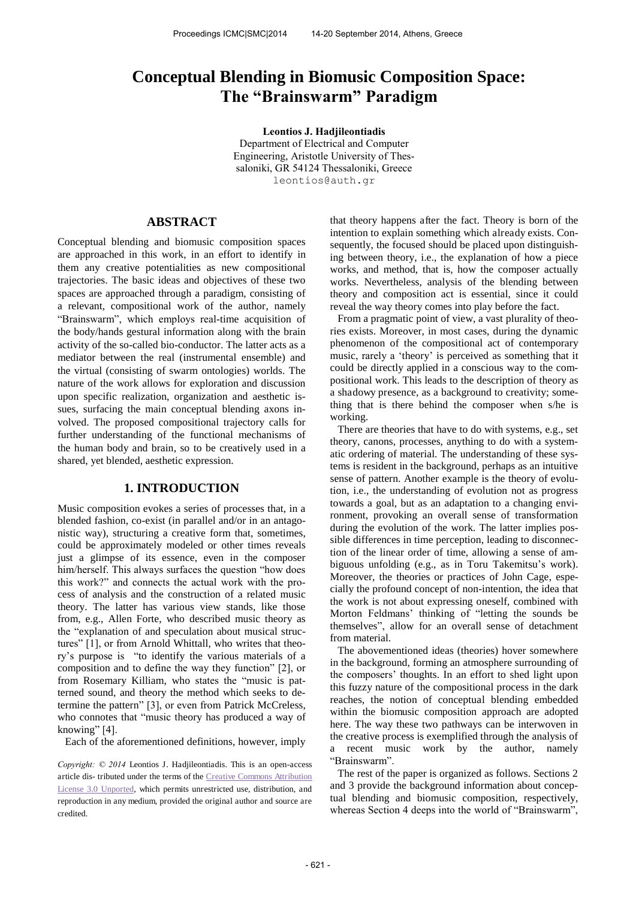# Conceptual Blending in Biomusic Composition Space: The "Brainswarm" Paradigm

**Leontios J. Hadjileontiadis**
Department of Electrical and Computer Engineering, Aristotle University of Thessaloniki, GR 54124 Thessaloniki, Greece
leontios@auth.gr

## ABSTRACT

Conceptual blending and biomusic composition spaces are approached in this work, in an effort to identify in them any creative potentialities as new compositional trajectories. The basic ideas and objectives of these two spaces are approached through a paradigm, consisting of a relevant, compositional work of the author, namely "Brainswarm", which employs real-time acquisition of the body/hands gestural information along with the brain activity of the so-called bio-conductor. The latter acts as a mediator between the real (instrumental ensemble) and the virtual (consisting of swarm ontologies) worlds. The nature of the work allows for exploration and discussion upon specific realization, organization and aesthetic issues, surfacing the main conceptual blending axons involved. The proposed compositional trajectory calls for further understanding of the functional mechanisms of the human body and brain, so to be creatively used in a shared, yet blended, aesthetic expression.

## 1. INTRODUCTION

Music composition evokes a series of processes that, in a blended fashion, co-exist (in parallel and/or in an antagonistic way), structuring a creative form that, sometimes, could be approximately modeled or other times reveals just a glimpse of its essence, even in the composer him/herself. This always surfaces the question "how does this work?" and connects the actual work with the process of analysis and the construction of a related music theory. The latter has various view stands, like those from, e.g., Allen Forte, who described music theory as the "explanation of and speculation about musical structures" [1], or from Arnold Whittall, who writes that theory's purpose is "to identify the various materials of a composition and to define the way they function" [2], or from Rosemary Killiam, who states the "music is patterned sound, and theory the method which seeks to determine the pattern" [3], or even from Patrick McCreless, who connotes that "music theory has produced a way of knowing" [4].

Each of the aforementioned definitions, however, imply that theory happens after the fact. Theory is born of the intention to explain something which already exists. Consequently, the focused should be placed upon distinguishing between theory, i.e., the explanation of how a piece works, and method, that is, how the composer actually works. Nevertheless, analysis of the blending between theory and composition act is essential, since it could reveal the way theory comes into play before the fact.

From a pragmatic point of view, a vast plurality of theories exists. Moreover, in most cases, during the dynamic phenomenon of the compositional act of contemporary music, rarely a 'theory' is perceived as something that it could be directly applied in a conscious way to the compositional work. This leads to the description of theory as a shadowy presence, as a background to creativity; something that is there behind the composer when s/he is working.

There are theories that have to do with systems, e.g., set theory, canons, processes, anything to do with a systematic ordering of material. The understanding of these systems is resident in the background, perhaps as an intuitive sense of pattern. Another example is the theory of evolution, i.e., the understanding of evolution not as progress towards a goal, but as an adaptation to a changing environment, provoking an overall sense of transformation during the evolution of the work. The latter implies possible differences in time perception, leading to disconnection of the linear order of time, allowing a sense of ambiguous unfolding (e.g., as in Toru Takemitsu's work). Moreover, the theories or practices of John Cage, especially the profound concept of non-intention, the idea that the work is not about expressing oneself, combined with Morton Feldmans' thinking of "letting the sounds be themselves", allow for an overall sense of detachment from material.

The abovementioned ideas (theories) hover somewhere in the background, forming an atmosphere surrounding of the composers' thoughts. In an effort to shed light upon this fuzzy nature of the compositional process in the dark reaches, the notion of conceptual blending embedded within the biomusic composition approach are adopted here. The way these two pathways can be interwoven in the creative process is exemplified through the analysis of a recent music work by the author, namely "Brainswarm".

The rest of the paper is organized as follows. Sections 2 and 3 provide the background information about conceptual blending and biomusic composition, respectively, whereas Section 4 deeps into the world of "Brainswarm",

*Copyright: © 2014* Leontios J. Hadjileontiadis. This is an open-access article dis- tributed under the terms of the Creative Commons Attribution License 3.0 Unported, which permits unrestricted use, distribution, and reproduction in any medium, provided the original author and source are credited.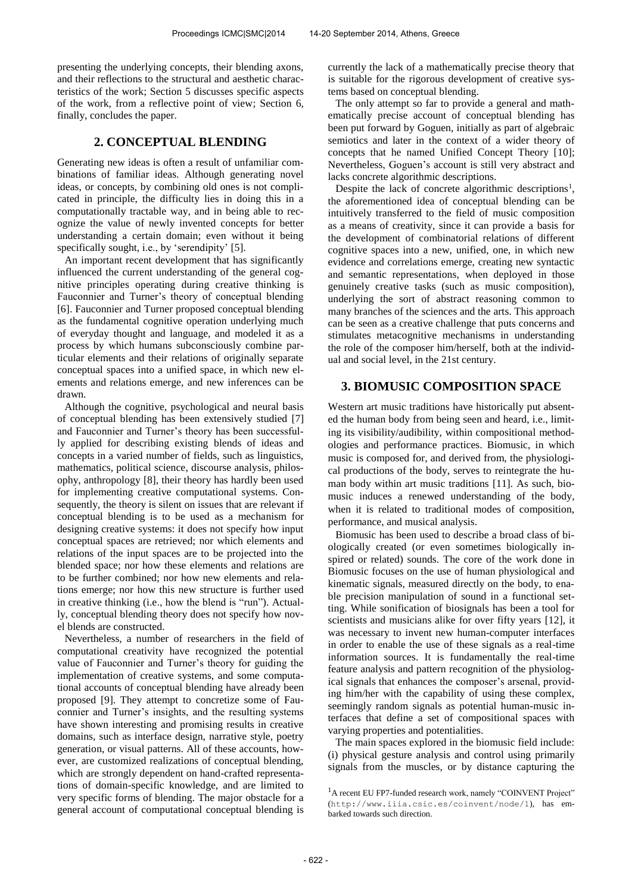presenting the underlying concepts, their blending axons, and their reflections to the structural and aesthetic characteristics of the work; Section 5 discusses specific aspects of the work, from a reflective point of view; Section 6, finally, concludes the paper.

## 2. CONCEPTUAL BLENDING

Generating new ideas is often a result of unfamiliar combinations of familiar ideas. Although generating novel ideas, or concepts, by combining old ones is not complicated in principle, the difficulty lies in doing this in a computationally tractable way, and in being able to recognize the value of newly invented concepts for better understanding a certain domain; even without it being specifically sought, i.e., by 'serendipity' [5].

An important recent development that has significantly influenced the current understanding of the general cognitive principles operating during creative thinking is Fauconnier and Turner's theory of conceptual blending [6]. Fauconnier and Turner proposed conceptual blending as the fundamental cognitive operation underlying much of everyday thought and language, and modeled it as a process by which humans subconsciously combine particular elements and their relations of originally separate conceptual spaces into a unified space, in which new elements and relations emerge, and new inferences can be drawn.

Although the cognitive, psychological and neural basis of conceptual blending has been extensively studied [7] and Fauconnier and Turner's theory has been successfully applied for describing existing blends of ideas and concepts in a varied number of fields, such as linguistics, mathematics, political science, discourse analysis, philosophy, anthropology [8], their theory has hardly been used for implementing creative computational systems. Consequently, the theory is silent on issues that are relevant if conceptual blending is to be used as a mechanism for designing creative systems: it does not specify how input conceptual spaces are retrieved; nor which elements and relations of the input spaces are to be projected into the blended space; nor how these elements and relations are to be further combined; nor how new elements and relations emerge; nor how this new structure is further used in creative thinking (i.e., how the blend is "run"). Actually, conceptual blending theory does not specify how novel blends are constructed.

Nevertheless, a number of researchers in the field of computational creativity have recognized the potential value of Fauconnier and Turner's theory for guiding the implementation of creative systems, and some computational accounts of conceptual blending have already been proposed [9]. They attempt to concretize some of Fauconnier and Turner's insights, and the resulting systems have shown interesting and promising results in creative domains, such as interface design, narrative style, poetry generation, or visual patterns. All of these accounts, however, are customized realizations of conceptual blending, which are strongly dependent on hand-crafted representations of domain-specific knowledge, and are limited to very specific forms of blending. The major obstacle for a general account of computational conceptual blending is currently the lack of a mathematically precise theory that is suitable for the rigorous development of creative systems based on conceptual blending.

The only attempt so far to provide a general and mathematically precise account of conceptual blending has been put forward by Goguen, initially as part of algebraic semiotics and later in the context of a wider theory of concepts that he named Unified Concept Theory [10]; Nevertheless, Goguen's account is still very abstract and lacks concrete algorithmic descriptions.

Despite the lack of concrete algorithmic descriptions[1], the aforementioned idea of conceptual blending can be intuitively transferred to the field of music composition as a means of creativity, since it can provide a basis for the development of combinatorial relations of different cognitive spaces into a new, unified, one, in which new evidence and correlations emerge, creating new syntactic and semantic representations, when deployed in those genuinely creative tasks (such as music composition), underlying the sort of abstract reasoning common to many branches of the sciences and the arts. This approach can be seen as a creative challenge that puts concerns and stimulates metacognitive mechanisms in understanding the role of the composer him/herself, both at the individual and social level, in the 21st century.

## 3. BIOMUSIC COMPOSITION SPACE

Western art music traditions have historically put absented the human body from being seen and heard, i.e., limiting its visibility/audibility, within compositional methodologies and performance practices. Biomusic, in which music is composed for, and derived from, the physiological productions of the body, serves to reintegrate the human body within art music traditions [11]. As such, biomusic induces a renewed understanding of the body, when it is related to traditional modes of composition, performance, and musical analysis.

Biomusic has been used to describe a broad class of biologically created (or even sometimes biologically inspired or related) sounds. The core of the work done in Biomusic focuses on the use of human physiological and kinematic signals, measured directly on the body, to enable precision manipulation of sound in a functional setting. While sonification of biosignals has been a tool for scientists and musicians alike for over fifty years [12], it was necessary to invent new human-computer interfaces in order to enable the use of these signals as a real-time information sources. It is fundamentally the real-time feature analysis and pattern recognition of the physiological signals that enhances the composer's arsenal, providing him/her with the capability of using these complex, seemingly random signals as potential human-music interfaces that define a set of compositional spaces with varying properties and potentialities.

The main spaces explored in the biomusic field include: (i) physical gesture analysis and control using primarily signals from the muscles, or by distance capturing the

[1] A recent EU FP7-funded research work, namely "COINVENT Project" (http://www.iiia.csic.es/coinvent/node/1), has embarked towards such direction.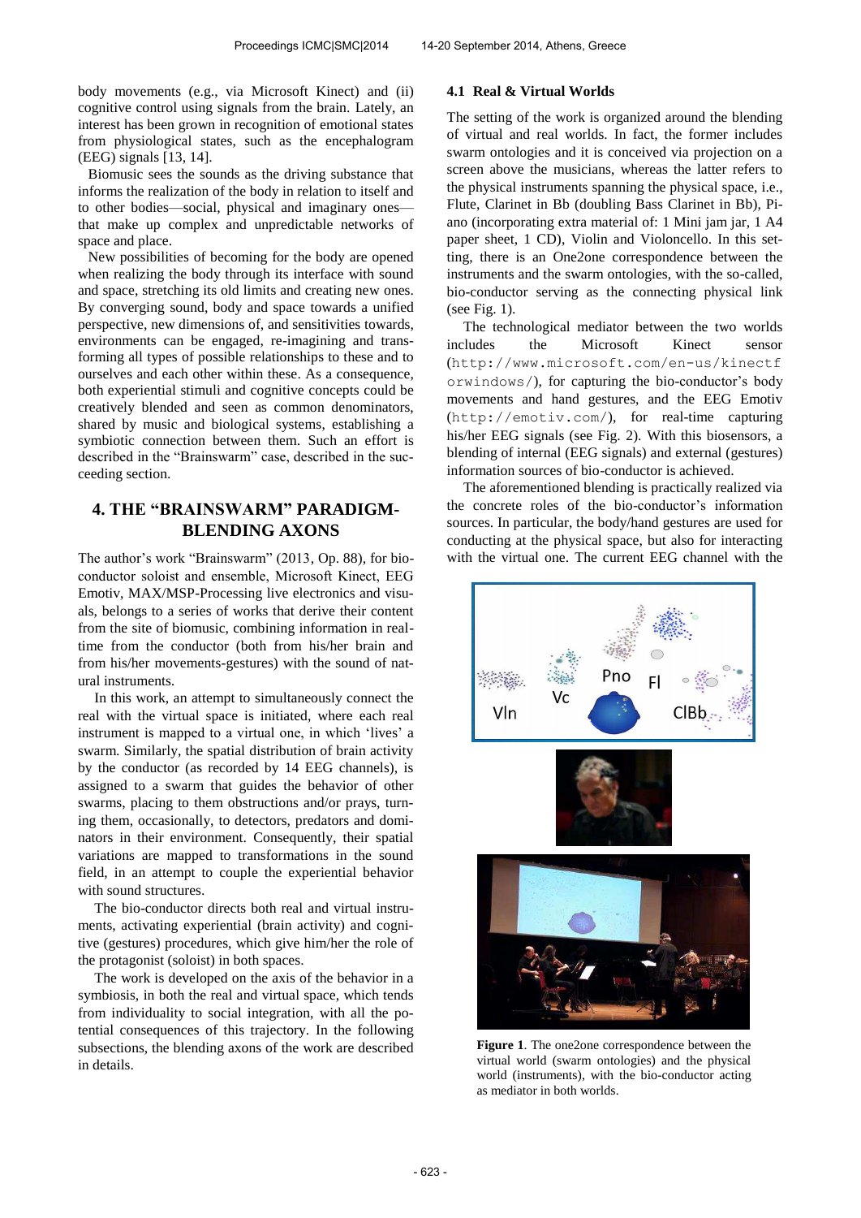body movements (e.g., via Microsoft Kinect) and (ii) cognitive control using signals from the brain. Lately, an interest has been grown in recognition of emotional states from physiological states, such as the encephalogram (EEG) signals [13, 14].

Biomusic sees the sounds as the driving substance that informs the realization of the body in relation to itself and to other bodies—social, physical and imaginary ones—that make up complex and unpredictable networks of space and place.

New possibilities of becoming for the body are opened when realizing the body through its interface with sound and space, stretching its old limits and creating new ones. By converging sound, body and space towards a unified perspective, new dimensions of, and sensitivities towards, environments can be engaged, re-imagining and transforming all types of possible relationships to these and to ourselves and each other within these. As a consequence, both experiential stimuli and cognitive concepts could be creatively blended and seen as common denominators, shared by music and biological systems, establishing a symbiotic connection between them. Such an effort is described in the "Brainswarm" case, described in the succeeding section.

## 4. THE "BRAINSWARM" PARADIGM-BLENDING AXONS

The author's work "Brainswarm" (2013, Op. 88), for bio-conductor soloist and ensemble, Microsoft Kinect, EEG Emotiv, MAX/MSP-Processing live electronics and visuals, belongs to a series of works that derive their content from the site of biomusic, combining information in real-time from the conductor (both from his/her brain and from his/her movements-gestures) with the sound of natural instruments.

In this work, an attempt to simultaneously connect the real with the virtual space is initiated, where each real instrument is mapped to a virtual one, in which 'lives' a swarm. Similarly, the spatial distribution of brain activity by the conductor (as recorded by 14 EEG channels), is assigned to a swarm that guides the behavior of other swarms, placing to them obstructions and/or prays, turning them, occasionally, to detectors, predators and dominators in their environment. Consequently, their spatial variations are mapped to transformations in the sound field, in an attempt to couple the experiential behavior with sound structures.

The bio-conductor directs both real and virtual instruments, activating experiential (brain activity) and cognitive (gestures) procedures, which give him/her the role of the protagonist (soloist) in both spaces.

The work is developed on the axis of the behavior in a symbiosis, in both the real and virtual space, which tends from individuality to social integration, with all the potential consequences of this trajectory. In the following subsections, the blending axons of the work are described in details.

### 4.1 Real & Virtual Worlds

The setting of the work is organized around the blending of virtual and real worlds. In fact, the former includes swarm ontologies and it is conceived via projection on a screen above the musicians, whereas the latter refers to the physical instruments spanning the physical space, i.e., Flute, Clarinet in Bb (doubling Bass Clarinet in Bb), Piano (incorporating extra material of: 1 Mini jam jar, 1 A4 paper sheet, 1 CD), Violin and Violoncello. In this setting, there is an One2one correspondence between the instruments and the swarm ontologies, with the so-called, bio-conductor serving as the connecting physical link (see Fig. 1).

The technological mediator between the two worlds includes the Microsoft Kinect sensor (http://www.microsoft.com/en-us/kinectforwindows/), for capturing the bio-conductor's body movements and hand gestures, and the EEG Emotiv (http://emotiv.com/), for real-time capturing his/her EEG signals (see Fig. 2). With this biosensors, a blending of internal (EEG signals) and external (gestures) information sources of bio-conductor is achieved.

The aforementioned blending is practically realized via the concrete roles of the bio-conductor's information sources. In particular, the body/hand gestures are used for conducting at the physical space, but also for interacting with the virtual one. The current EEG channel with the

**Figure 1**. The one2one correspondence between the virtual world (swarm ontologies) and the physical world (instruments), with the bio-conductor acting as mediator in both worlds.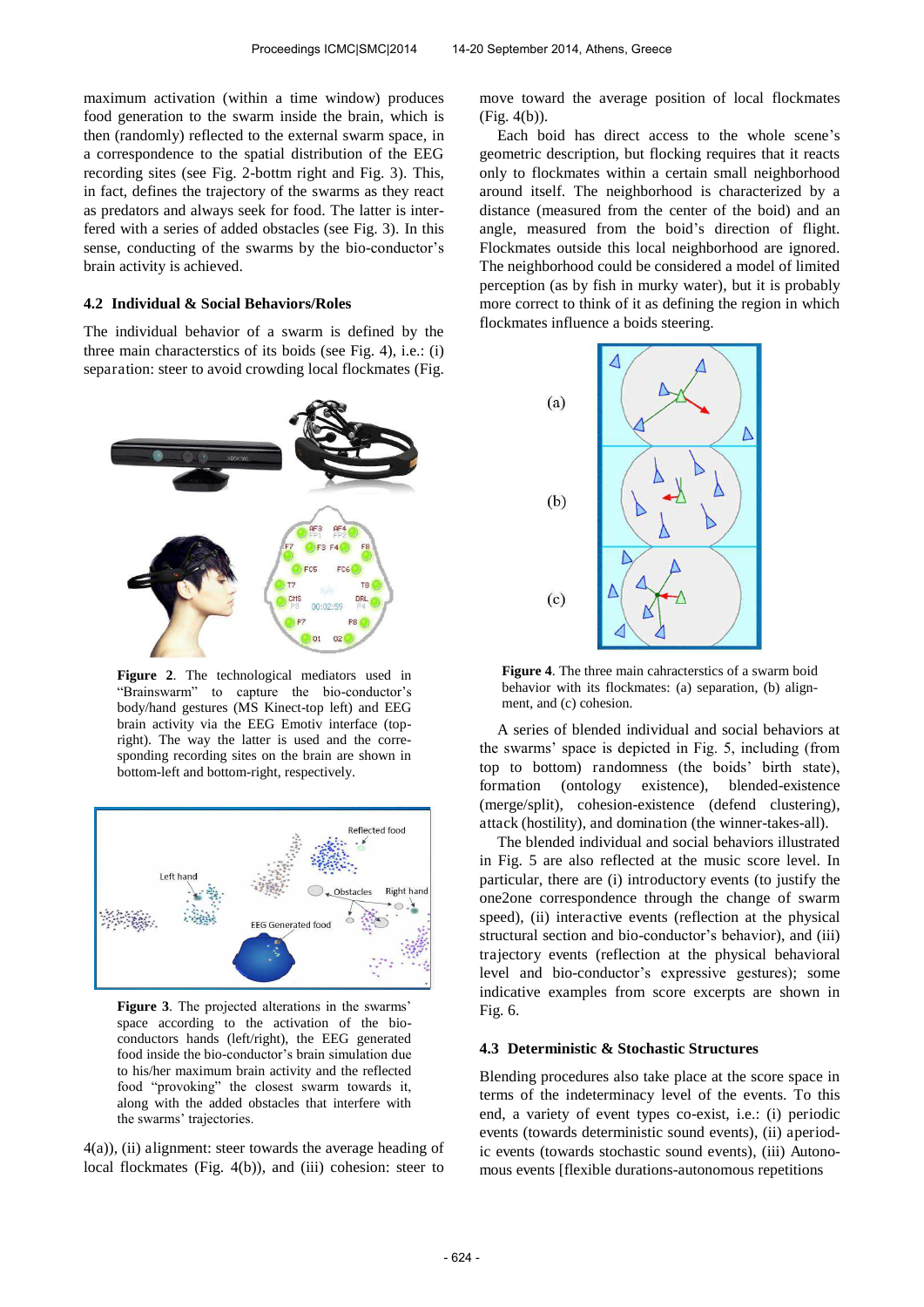maximum activation (within a time window) produces food generation to the swarm inside the brain, which is then (randomly) reflected to the external swarm space, in a correspondence to the spatial distribution of the EEG recording sites (see Fig. 2-bottm right and Fig. 3). This, in fact, defines the trajectory of the swarms as they react as predators and always seek for food. The latter is interfered with a series of added obstacles (see Fig. 3). In this sense, conducting of the swarms by the bio-conductor's brain activity is achieved.

### 4.2 Individual & Social Behaviors/Roles

The individual behavior of a swarm is defined by the three main characterstics of its boids (see Fig. 4), i.e.: (i) separation: steer to avoid crowding local flockmates (Fig. 4(a)), (ii) alignment: steer towards the average heading of local flockmates (Fig. 4(b)), and (iii) cohesion: steer to move toward the average position of local flockmates (Fig. 4(b)).

**Figure 2**. The technological mediators used in "Brainswarm" to capture the bio-conductor's body/hand gestures (MS Kinect-top left) and EEG brain activity via the EEG Emotiv interface (top-right). The way the latter is used and the corresponding recording sites on the brain are shown in bottom-left and bottom-right, respectively.

**Figure 3**. The projected alterations in the swarms' space according to the activation of the bio-conductors hands (left/right), the EEG generated food inside the bio-conductor's brain simulation due to his/her maximum brain activity and the reflected food "provoking" the closest swarm towards it, along with the added obstacles that interfere with the swarms' trajectories.

Each boid has direct access to the whole scene's geometric description, but flocking requires that it reacts only to flockmates within a certain small neighborhood around itself. The neighborhood is characterized by a distance (measured from the center of the boid) and an angle, measured from the boid's direction of flight. Flockmates outside this local neighborhood are ignored. The neighborhood could be considered a model of limited perception (as by fish in murky water), but it is probably more correct to think of it as defining the region in which flockmates influence a boids steering.

**Figure 4**. The three main cahracterstics of a swarm boid behavior with its flockmates: (a) separation, (b) alignment, and (c) cohesion.

A series of blended individual and social behaviors at the swarms' space is depicted in Fig. 5, including (from top to bottom) randomness (the boids' birth state), formation (ontology existence), blended-existence (merge/split), cohesion-existence (defend clustering), attack (hostility), and domination (the winner-takes-all).

The blended individual and social behaviors illustrated in Fig. 5 are also reflected at the music score level. In particular, there are (i) introductory events (to justify the one2one correspondence through the change of swarm speed), (ii) interactive events (reflection at the physical structural section and bio-conductor's behavior), and (iii) trajectory events (reflection at the physical behavioral level and bio-conductor's expressive gestures); some indicative examples from score excerpts are shown in Fig. 6.

### 4.3 Deterministic & Stochastic Structures

Blending procedures also take place at the score space in terms of the indeterminacy level of the events. To this end, a variety of event types co-exist, i.e.: (i) periodic events (towards deterministic sound events), (ii) aperiodic events (towards stochastic sound events), (iii) Autonomous events [flexible durations-autonomous repetitions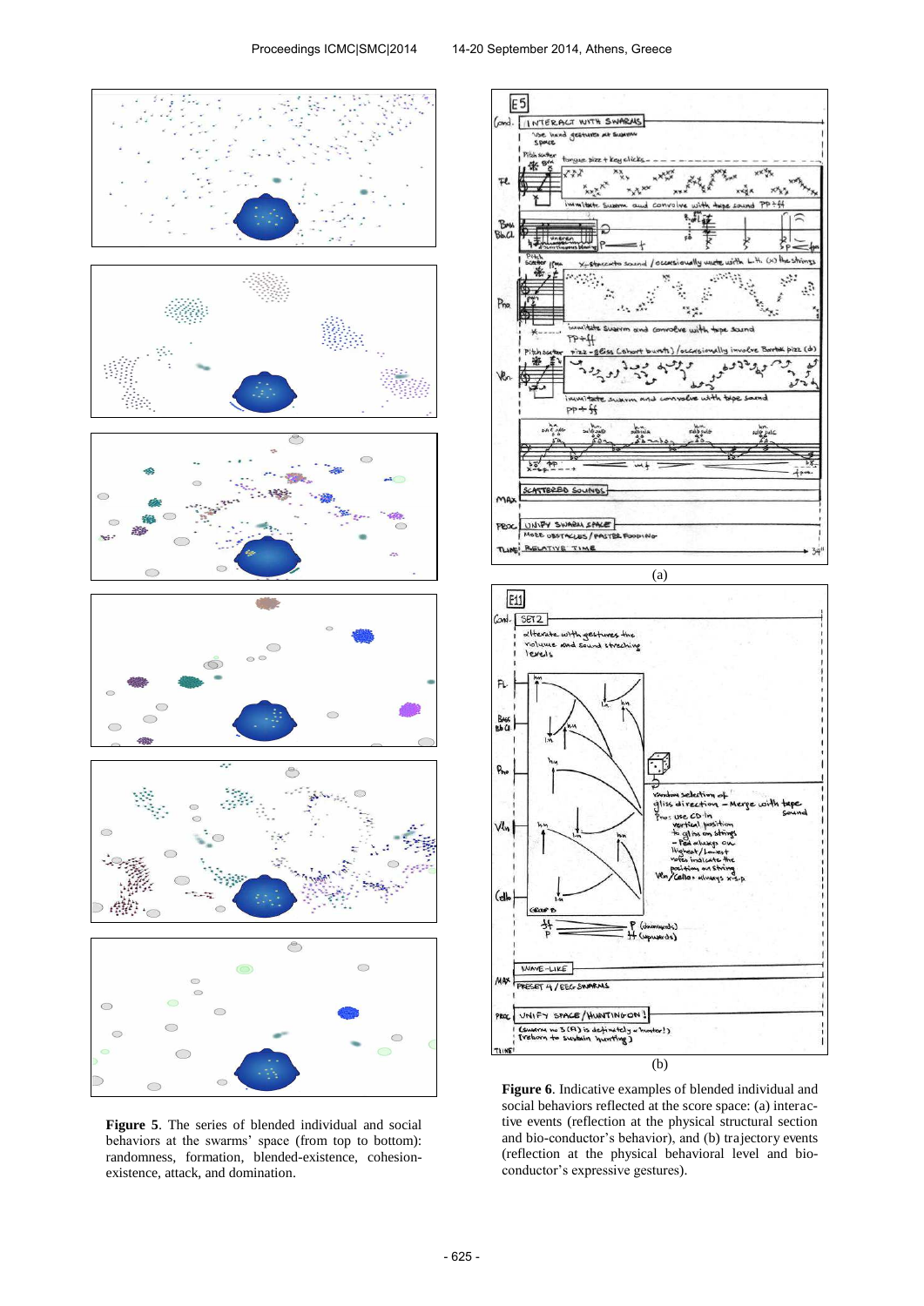**Figure 5**. The series of blended individual and social behaviors at the swarms' space (from top to bottom): randomness, formation, blended-existence, cohesion-existence, attack, and domination.

(a)

(b)

**Figure 6**. Indicative examples of blended individual and social behaviors reflected at the score space: (a) interactive events (reflection at the physical structural section and bio-conductor's behavior), and (b) trajectory events (reflection at the physical behavioral level and bio-conductor's expressive gestures).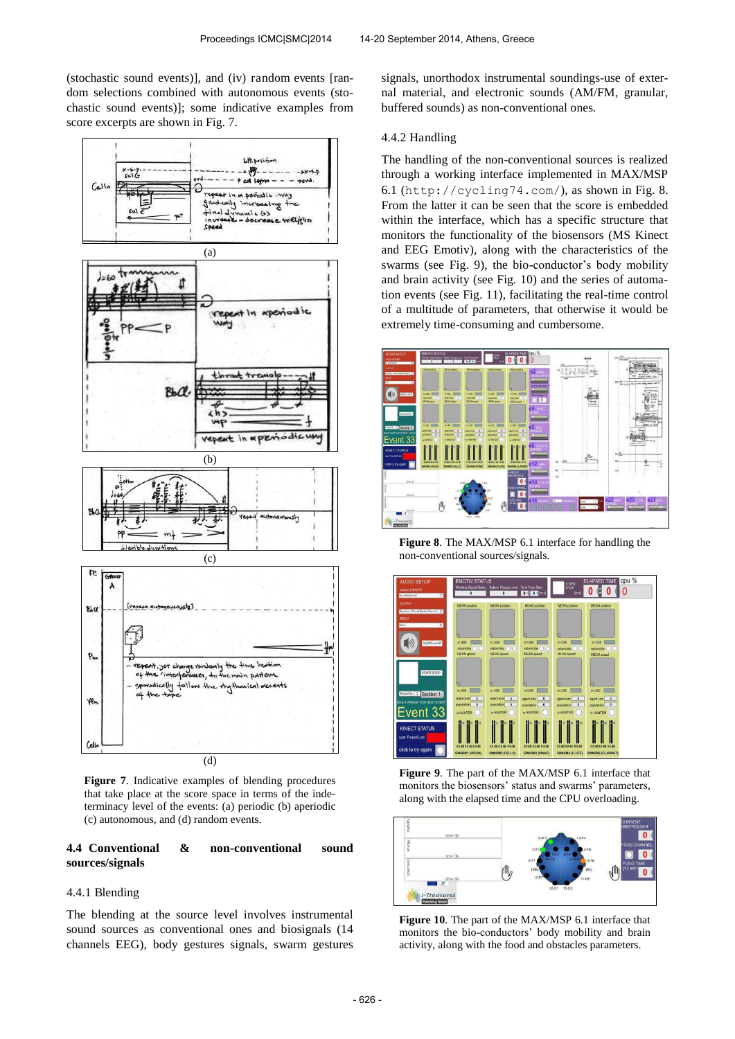(stochastic sound events)], and (iv) random events [random selections combined with autonomous events (stochastic sound events)]; some indicative examples from score excerpts are shown in Fig. 7.

(a)

(b)

(c)

(d)

**Figure 7**. Indicative examples of blending procedures that take place at the score space in terms of the indeterminacy level of the events: (a) periodic (b) aperiodic (c) autonomous, and (d) random events.

## 4.4 Conventional & non-conventional sound sources/signals

### 4.4.1 Blending

The blending at the source level involves instrumental sound sources as conventional ones and biosignals (14 channels EEG), body gestures signals, swarm gestures signals, unorthodox instrumental soundings-use of external material, and electronic sounds (AM/FM, granular, buffered sounds) as non-conventional ones.

### 4.4.2 Handling

The handling of the non-conventional sources is realized through a working interface implemented in MAX/MSP 6.1 (`http://cycling74.com/`), as shown in Fig. 8. From the latter it can be seen that the score is embedded within the interface, which has a specific structure that monitors the functionality of the biosensors (MS Kinect and EEG Emotiv), along with the characteristics of the swarms (see Fig. 9), the bio-conductor's body mobility and brain activity (see Fig. 10) and the series of automation events (see Fig. 11), facilitating the real-time control of a multitude of parameters, that otherwise it would be extremely time-consuming and cumbersome.

**Figure 8**. The MAX/MSP 6.1 interface for handling the non-conventional sources/signals.

**Figure 9**. The part of the MAX/MSP 6.1 interface that monitors the biosensors' status and swarms' parameters, along with the elapsed time and the CPU overloading.

**Figure 10**. The part of the MAX/MSP 6.1 interface that monitors the bio-conductors' body mobility and brain activity, along with the food and obstacles parameters.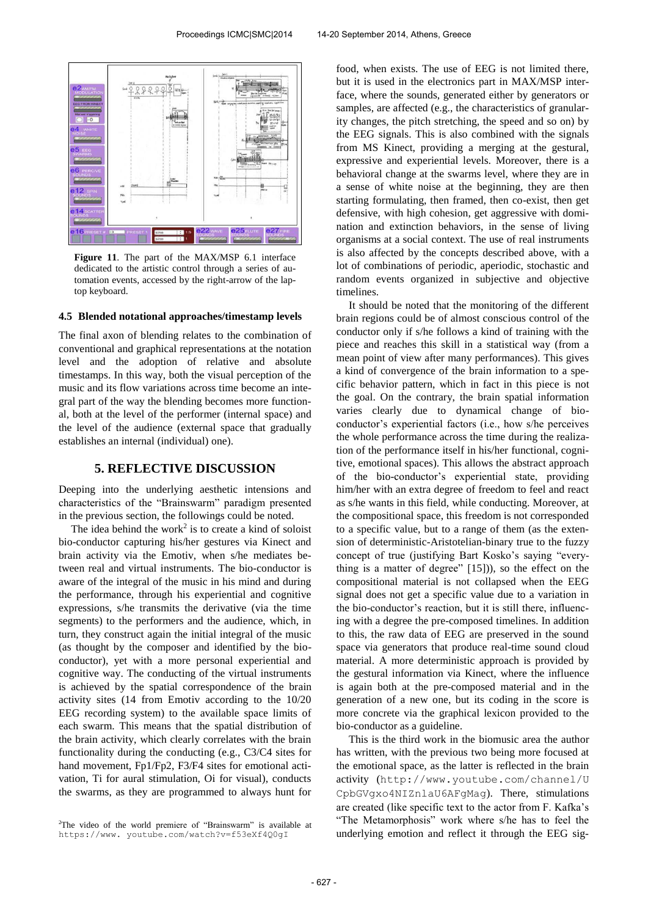**Figure 11**. The part of the MAX/MSP 6.1 interface dedicated to the artistic control through a series of automation events, accessed by the right-arrow of the laptop keyboard.

### 4.5 Blended notational approaches/timestamp levels

The final axon of blending relates to the combination of conventional and graphical representations at the notation level and the adoption of relative and absolute timestamps. In this way, both the visual perception of the music and its flow variations across time become an integral part of the way the blending becomes more functional, both at the level of the performer (internal space) and the level of the audience (external space that gradually establishes an internal (individual) one).

## 5. REFLECTIVE DISCUSSION

Deeping into the underlying aesthetic intensions and characteristics of the "Brainswarm" paradigm presented in the previous section, the followings could be noted.

The idea behind the work[2] is to create a kind of soloist bio-conductor capturing his/her gestures via Kinect and brain activity via the Emotiv, when s/he mediates between real and virtual instruments. The bio-conductor is aware of the integral of the music in his mind and during the performance, through his experiential and cognitive expressions, s/he transmits the derivative (via the time segments) to the performers and the audience, which, in turn, they construct again the initial integral of the music (as thought by the composer and identified by the bio-conductor), yet with a more personal experiential and cognitive way. The conducting of the virtual instruments is achieved by the spatial correspondence of the brain activity sites (14 from Emotiv according to the 10/20 EEG recording system) to the available space limits of each swarm. This means that the spatial distribution of the brain activity, which clearly correlates with the brain functionality during the conducting (e.g., C3/C4 sites for hand movement, Fp1/Fp2, F3/F4 sites for emotional activation, Ti for aural stimulation, Oi for visual), conducts the swarms, as they are programmed to always hunt for food, when exists. The use of EEG is not limited there, but it is used in the electronics part in MAX/MSP interface, where the sounds, generated either by generators or samples, are affected (e.g., the characteristics of granularity changes, the pitch stretching, the speed and so on) by the EEG signals. This is also combined with the signals from MS Kinect, providing a merging at the gestural, expressive and experiential levels. Moreover, there is a behavioral change at the swarms level, where they are in a sense of white noise at the beginning, they are then starting formulating, then framed, then co-exist, then get defensive, with high cohesion, get aggressive with domination and extinction behaviors, in the sense of living organisms at a social context. The use of real instruments is also affected by the concepts described above, with a lot of combinations of periodic, aperiodic, stochastic and random events organized in subjective and objective timelines.

It should be noted that the monitoring of the different brain regions could be of almost conscious control of the conductor only if s/he follows a kind of training with the piece and reaches this skill in a statistical way (from a mean point of view after many performances). This gives a kind of convergence of the brain information to a specific behavior pattern, which in fact in this piece is not the goal. On the contrary, the brain spatial information varies clearly due to dynamical change of bio-conductor's experiential factors (i.e., how s/he perceives the whole performance across the time during the realization of the performance itself in his/her functional, cognitive, emotional spaces). This allows the abstract approach of the bio-conductor's experiential state, providing him/her with an extra degree of freedom to feel and react as s/he wants in this field, while conducting. Moreover, at the compositional space, this freedom is not corresponded to a specific value, but to a range of them (as the extension of deterministic-Aristotelian-binary true to the fuzzy concept of true (justifying Bart Kosko's saying "everything is a matter of degree" [15])), so the effect on the compositional material is not collapsed when the EEG signal does not get a specific value due to a variation in the bio-conductor's reaction, but it is still there, influencing with a degree the pre-composed timelines. In addition to this, the raw data of EEG are preserved in the sound space via generators that produce real-time sound cloud material. A more deterministic approach is provided by the gestural information via Kinect, where the influence is again both at the pre-composed material and in the generation of a new one, but its coding in the score is more concrete via the graphical lexicon provided to the bio-conductor as a guideline.

This is the third work in the biomusic area the author has written, with the previous two being more focused at the emotional space, as the latter is reflected in the brain activity (`http://www.youtube.com/channel/UCpbGVgxo4NIZnlaU6AFgMag`). There, stimulations are created (like specific text to the actor from F. Kafka's "The Metamorphosis" work where s/he has to feel the underlying emotion and reflect it through the EEG sig-

[2] The video of the world premiere of "Brainswarm" is available at `https://www. youtube.com/watch?v=f53eXf4Q0gI`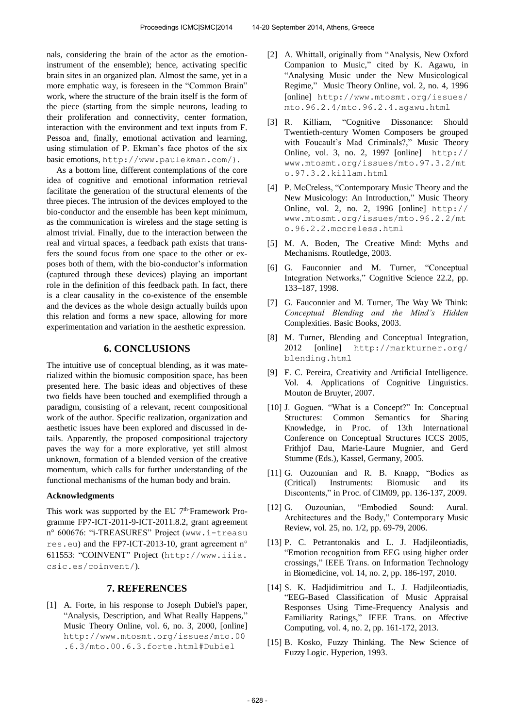nals, considering the brain of the actor as the emotion-instrument of the ensemble); hence, activating specific brain sites in an organized plan. Almost the same, yet in a more emphatic way, is foreseen in the "Common Brain" work, where the structure of the brain itself is the form of the piece (starting from the simple neurons, leading to their proliferation and connectivity, center formation, interaction with the environment and text inputs from F. Pessoa and, finally, emotional activation and learning, using stimulation of P. Ekman's face photos of the six basic emotions, http://www.paulekman.com/).

As a bottom line, different contemplations of the core idea of cognitive and emotional information retrieval facilitate the generation of the structural elements of the three pieces. The intrusion of the devices employed to the bio-conductor and the ensemble has been kept minimum, as the communication is wireless and the stage setting is almost trivial. Finally, due to the interaction between the real and virtual spaces, a feedback path exists that transfers the sound focus from one space to the other or exposes both of them, with the bio-conductor's information (captured through these devices) playing an important role in the definition of this feedback path. In fact, there is a clear causality in the co-existence of the ensemble and the devices as the whole design actually builds upon this relation and forms a new space, allowing for more experimentation and variation in the aesthetic expression.

## 6. CONCLUSIONS

The intuitive use of conceptual blending, as it was materialized within the biomusic composition space, has been presented here. The basic ideas and objectives of these two fields have been touched and exemplified through a paradigm, consisting of a relevant, recent compositional work of the author. Specific realization, organization and aesthetic issues have been explored and discussed in details. Apparently, the proposed compositional trajectory paves the way for a more explorative, yet still almost unknown, formation of a blended version of the creative momentum, which calls for further understanding of the functional mechanisms of the human body and brain.

### Acknowledgments

This work was supported by the EU 7th-Framework Programme FP7-ICT-2011-9-ICT-2011.8.2, grant agreement n° 600676: "i-TREASURES" Project (www.i-treasures.eu) and the FP7-ICT-2013-10, grant agreement n° 611553: "COINVENT" Project (http://www.iiia.csic.es/coinvent/).

## 7. REFERENCES

[1] A. Forte, in his response to Joseph Dubiel's paper, "Analysis, Description, and What Really Happens," Music Theory Online, vol. 6, no. 3, 2000, [online] http://www.mtosmt.org/issues/mto.00.6.3/mto.00.6.3.forte.html#Dubiel

[2] A. Whittall, originally from "Analysis, New Oxford Companion to Music," cited by K. Agawu, in "Analysing Music under the New Musicological Regime," Music Theory Online, vol. 2, no. 4, 1996 [online] http://www.mtosmt.org/issues/mto.96.2.4/mto.96.2.4.agawu.html

[3] R. Killiam, "Cognitive Dissonance: Should Twentieth-century Women Composers be grouped with Foucault's Mad Criminals?," Music Theory Online, vol. 3, no. 2, 1997 [online] http://www.mtosmt.org/issues/mto.97.3.2/mto.97.3.2.killam.html

[4] P. McCreless, "Contemporary Music Theory and the New Musicology: An Introduction," Music Theory Online, vol. 2, no. 2, 1996 [online] http://www.mtosmt.org/issues/mto.96.2.2/mto.96.2.2.mccreless.html

[5] M. A. Boden, The Creative Mind: Myths and Mechanisms. Routledge, 2003.

[6] G. Fauconnier and M. Turner, "Conceptual Integration Networks," Cognitive Science 22.2, pp. 133–187, 1998.

[7] G. Fauconnier and M. Turner, The Way We Think: *Conceptual Blending and the Mind's Hidden* Complexities. Basic Books, 2003.

[8] M. Turner, Blending and Conceptual Integration, 2012 [online] http://markturner.org/blending.html

[9] F. C. Pereira, Creativity and Artificial Intelligence. Vol. 4. Applications of Cognitive Linguistics. Mouton de Bruyter, 2007.

[10] J. Goguen. "What is a Concept?" In: Conceptual Structures: Common Semantics for Sharing Knowledge, in Proc. of 13th International Conference on Conceptual Structures ICCS 2005, Frithjof Dau, Marie-Laure Mugnier, and Gerd Stumme (Eds.), Kassel, Germany, 2005.

[11] G. Ouzounian and R. B. Knapp, "Bodies as (Critical) Instruments: Biomusic and its Discontents," in Proc. of CIM09, pp. 136-137, 2009.

[12] G. Ouzounian, "Embodied Sound: Aural. Architectures and the Body," Contemporary Music Review, vol. 25, no. 1/2, pp. 69-79, 2006.

[13] P. C. Petrantonakis and L. J. Hadjileontiadis, "Emotion recognition from EEG using higher order crossings," IEEE Trans. on Information Technology in Biomedicine, vol. 14, no. 2, pp. 186-197, 2010.

[14] S. K. Hadjidimitriou and L. J. Hadjileontiadis, "EEG-Based Classification of Music Appraisal Responses Using Time-Frequency Analysis and Familiarity Ratings," IEEE Trans. on Affective Computing, vol. 4, no. 2, pp. 161-172, 2013.

[15] B. Kosko, Fuzzy Thinking. The New Science of Fuzzy Logic. Hyperion, 1993.